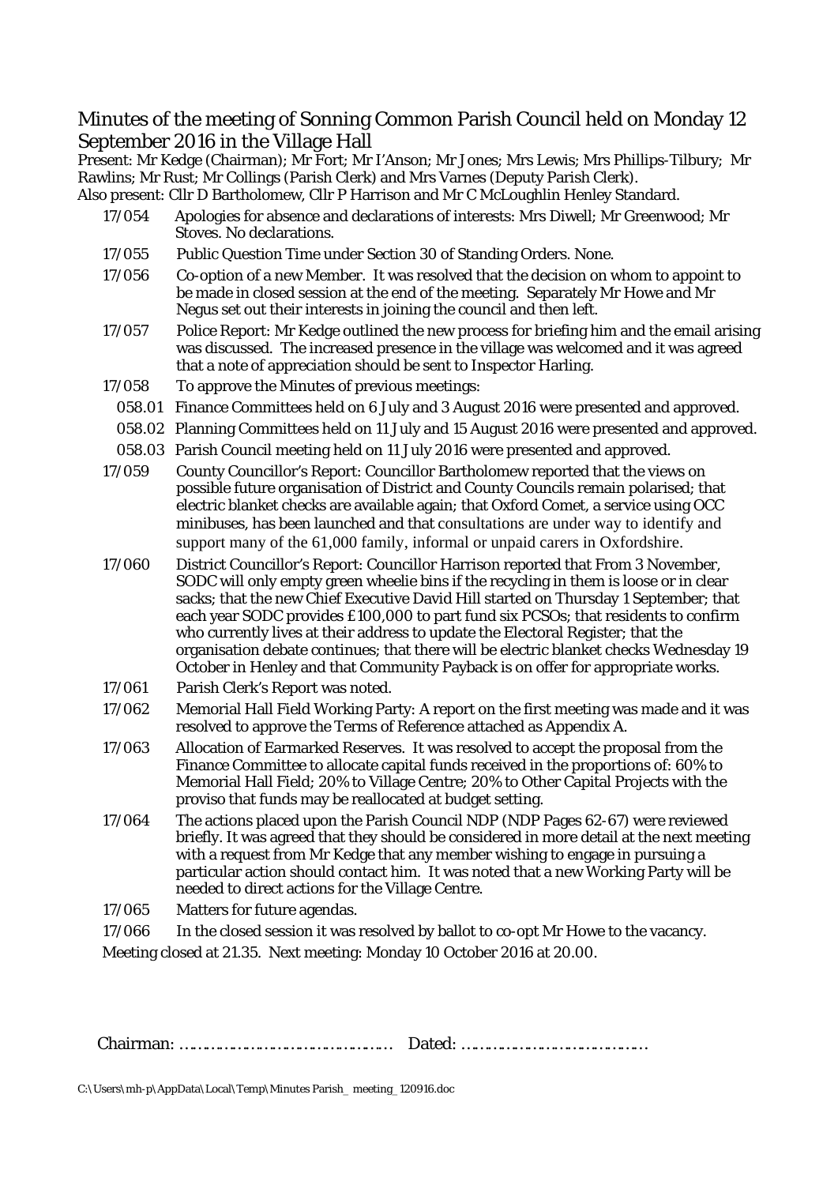# Minutes of the meeting of Sonning Common Parish Council held on Monday 12 September 2016 in the Village Hall

Present: Mr Kedge (Chairman); Mr Fort; Mr I'Anson; Mr Jones; Mrs Lewis; Mrs Phillips-Tilbury; Mr Rawlins; Mr Rust; Mr Collings (Parish Clerk) and Mrs Varnes (Deputy Parish Clerk).
Also present: Cllr D Bartholomew, Cllr P Harrison and Mr C McLoughlin Henley Standard.

17/054 Apologies for absence and declarations of interests: Mrs Diwell; Mr Greenwood; Mr Stoves. No declarations.

17/055 Public Question Time under Section 30 of Standing Orders. None.

17/056 Co-option of a new Member. It was resolved that the decision on whom to appoint to be made in closed session at the end of the meeting. Separately Mr Howe and Mr Negus set out their interests in joining the council and then left.

17/057 Police Report: Mr Kedge outlined the new process for briefing him and the email arising was discussed. The increased presence in the village was welcomed and it was agreed that a note of appreciation should be sent to Inspector Harling.

17/058 To approve the Minutes of previous meetings:

058.01 Finance Committees held on 6 July and 3 August 2016 were presented and approved.

058.02 Planning Committees held on 11 July and 15 August 2016 were presented and approved.

058.03 Parish Council meeting held on 11 July 2016 were presented and approved.

17/059 County Councillor's Report: Councillor Bartholomew reported that the views on possible future organisation of District and County Councils remain polarised; that electric blanket checks are available again; that Oxford Comet, a service using OCC minibuses, has been launched and that consultations are under way to identify and support many of the 61,000 family, informal or unpaid carers in Oxfordshire.

17/060 District Councillor's Report: Councillor Harrison reported that From 3 November, SODC will only empty green wheelie bins if the recycling in them is loose or in clear sacks; that the new Chief Executive David Hill started on Thursday 1 September; that each year SODC provides £100,000 to part fund six PCSOs; that residents to confirm who currently lives at their address to update the Electoral Register; that the organisation debate continues; that there will be electric blanket checks Wednesday 19 October in Henley and that Community Payback is on offer for appropriate works.

17/061 Parish Clerk's Report was noted.

17/062 Memorial Hall Field Working Party: A report on the first meeting was made and it was resolved to approve the Terms of Reference attached as Appendix A.

17/063 Allocation of Earmarked Reserves. It was resolved to accept the proposal from the Finance Committee to allocate capital funds received in the proportions of: 60% to Memorial Hall Field; 20% to Village Centre; 20% to Other Capital Projects with the proviso that funds may be reallocated at budget setting.

17/064 The actions placed upon the Parish Council NDP (NDP Pages 62-67) were reviewed briefly. It was agreed that they should be considered in more detail at the next meeting with a request from Mr Kedge that any member wishing to engage in pursuing a particular action should contact him. It was noted that a new Working Party will be needed to direct actions for the Village Centre.

17/065 Matters for future agendas.

17/066 In the closed session it was resolved by ballot to co-opt Mr Howe to the vacancy.

Meeting closed at 21.35. Next meeting: Monday 10 October 2016 at 20.00.

Chairman: ………………………………………… Dated: ……………………………………

C:\Users\mh-p\AppData\Local\Temp\Minutes Parish_ meeting_120916.doc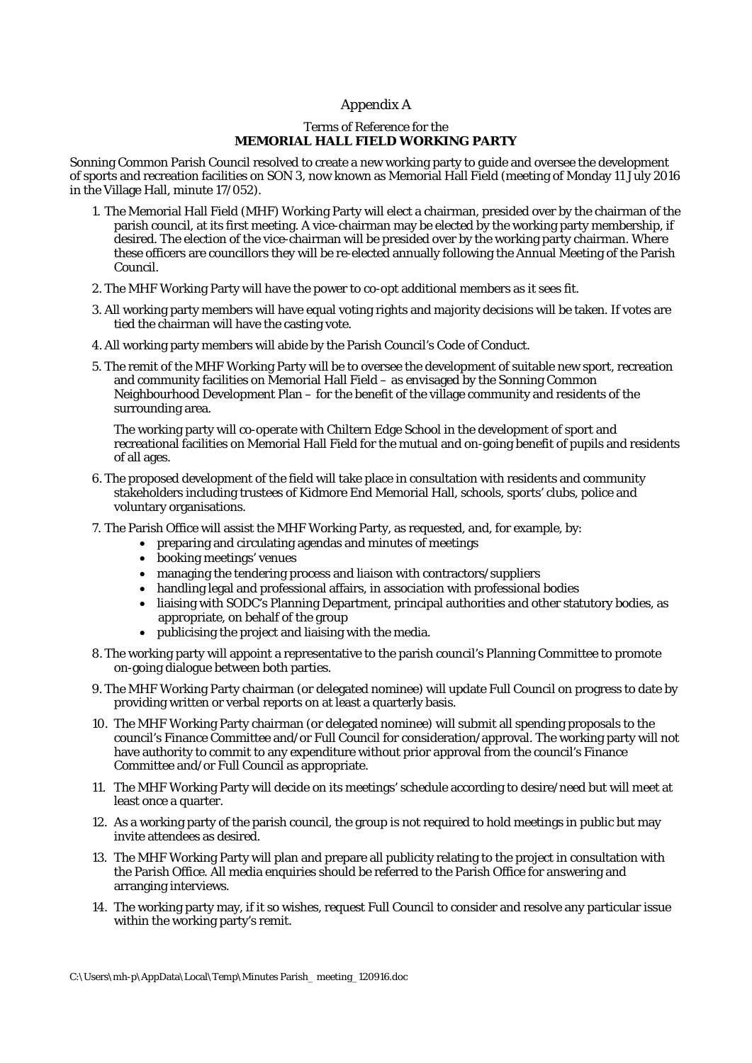Appendix A

Terms of Reference for the
**MEMORIAL HALL FIELD WORKING PARTY**

Sonning Common Parish Council resolved to create a new working party to guide and oversee the development of sports and recreation facilities on SON 3, now known as Memorial Hall Field (meeting of Monday 11 July 2016 in the Village Hall, minute 17/052).

1. The Memorial Hall Field (MHF) Working Party will elect a chairman, presided over by the chairman of the parish council, at its first meeting. A vice-chairman may be elected by the working party membership, if desired. The election of the vice-chairman will be presided over by the working party chairman. Where these officers are councillors they will be re-elected annually following the Annual Meeting of the Parish Council.
2. The MHF Working Party will have the power to co-opt additional members as it sees fit.
3. All working party members will have equal voting rights and majority decisions will be taken. If votes are tied the chairman will have the casting vote.
4. All working party members will abide by the Parish Council's Code of Conduct.
5. The remit of the MHF Working Party will be to oversee the development of suitable new sport, recreation and community facilities on Memorial Hall Field – as envisaged by the Sonning Common Neighbourhood Development Plan – for the benefit of the village community and residents of the surrounding area.

   The working party will co-operate with Chiltern Edge School in the development of sport and recreational facilities on Memorial Hall Field for the mutual and on-going benefit of pupils and residents of all ages.
6. The proposed development of the field will take place in consultation with residents and community stakeholders including trustees of Kidmore End Memorial Hall, schools, sports' clubs, police and voluntary organisations.
7. The Parish Office will assist the MHF Working Party, as requested, and, for example, by:
   - preparing and circulating agendas and minutes of meetings
   - booking meetings' venues
   - managing the tendering process and liaison with contractors/suppliers
   - handling legal and professional affairs, in association with professional bodies
   - liaising with SODC's Planning Department, principal authorities and other statutory bodies, as appropriate, on behalf of the group
   - publicising the project and liaising with the media.
8. The working party will appoint a representative to the parish council's Planning Committee to promote on-going dialogue between both parties.
9. The MHF Working Party chairman (or delegated nominee) will update Full Council on progress to date by providing written or verbal reports on at least a quarterly basis.
10. The MHF Working Party chairman (or delegated nominee) will submit all spending proposals to the council's Finance Committee and/or Full Council for consideration/approval. The working party will not have authority to commit to any expenditure without prior approval from the council's Finance Committee and/or Full Council as appropriate.
11. The MHF Working Party will decide on its meetings' schedule according to desire/need but will meet at least once a quarter.
12. As a working party of the parish council, the group is not required to hold meetings in public but may invite attendees as desired.
13. The MHF Working Party will plan and prepare all publicity relating to the project in consultation with the Parish Office. All media enquiries should be referred to the Parish Office for answering and arranging interviews.
14. The working party may, if it so wishes, request Full Council to consider and resolve any particular issue within the working party's remit.